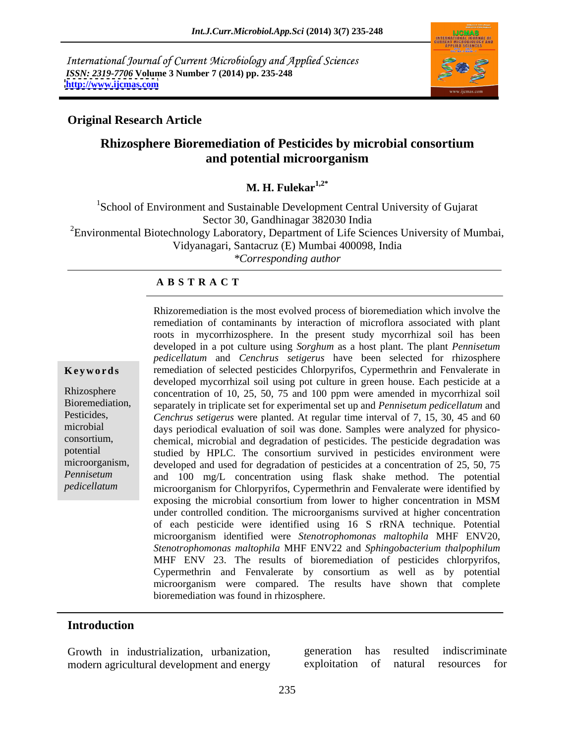International Journal of Current Microbiology and Applied Sciences
*ISSN: 2319-7706* **Volume 3 Number 7 (2014) pp. 235-248**
**http://www.ijcmas.com**

**Original Research Article**

# Rhizosphere Bioremediation of Pesticides by microbial consortium and potential microorganism

**M. H. Fulekar[1,2*]**

[1]School of Environment and Sustainable Development Central University of Gujarat Sector 30, Gandhinagar 382030 India

[2]Environmental Biotechnology Laboratory, Department of Life Sciences University of Mumbai, Vidyanagari, Santacruz (E) Mumbai 400098, India

*\*Corresponding author*

## ABSTRACT

**Keywords**

Rhizosphere Bioremediation, Pesticides, microbial consortium, potential microorganism, *Pennisetum pedicellatum*

Rhizoremediation is the most evolved process of bioremediation which involve the remediation of contaminants by interaction of microflora associated with plant roots in mycorrhizosphere. In the present study mycorrhizal soil has been developed in a pot culture using *Sorghum* as a host plant. The plant *Pennisetum pedicellatum* and *Cenchrus setigerus* have been selected for rhizosphere remediation of selected pesticides Chlorpyrifos, Cypermethrin and Fenvalerate in developed mycorrhizal soil using pot culture in green house. Each pesticide at a concentration of 10, 25, 50, 75 and 100 ppm were amended in mycorrhizal soil separately in triplicate set for experimental set up and *Pennisetum pedicellatum* and *Cenchrus setigerus* were planted. At regular time interval of 7, 15, 30, 45 and 60 days periodical evaluation of soil was done. Samples were analyzed for physico-chemical, microbial and degradation of pesticides. The pesticide degradation was studied by HPLC. The consortium survived in pesticides environment were developed and used for degradation of pesticides at a concentration of 25, 50, 75 and 100 mg/L concentration using flask shake method. The potential microorganism for Chlorpyrifos, Cypermethrin and Fenvalerate were identified by exposing the microbial consortium from lower to higher concentration in MSM under controlled condition. The microorganisms survived at higher concentration of each pesticide were identified using 16 S rRNA technique. Potential microorganism identified were *Stenotrophomonas maltophila* MHF ENV20, *Stenotrophomonas maltophila* MHF ENV22 and *Sphingobacterium thalpophilum* MHF ENV 23. The results of bioremediation of pesticides chlorpyrifos, Cypermethrin and Fenvalerate by consortium as well as by potential microorganism were compared. The results have shown that complete bioremediation was found in rhizosphere.

## Introduction

Growth in industrialization, urbanization, modern agricultural development and energy generation has resulted indiscriminate exploitation of natural resources for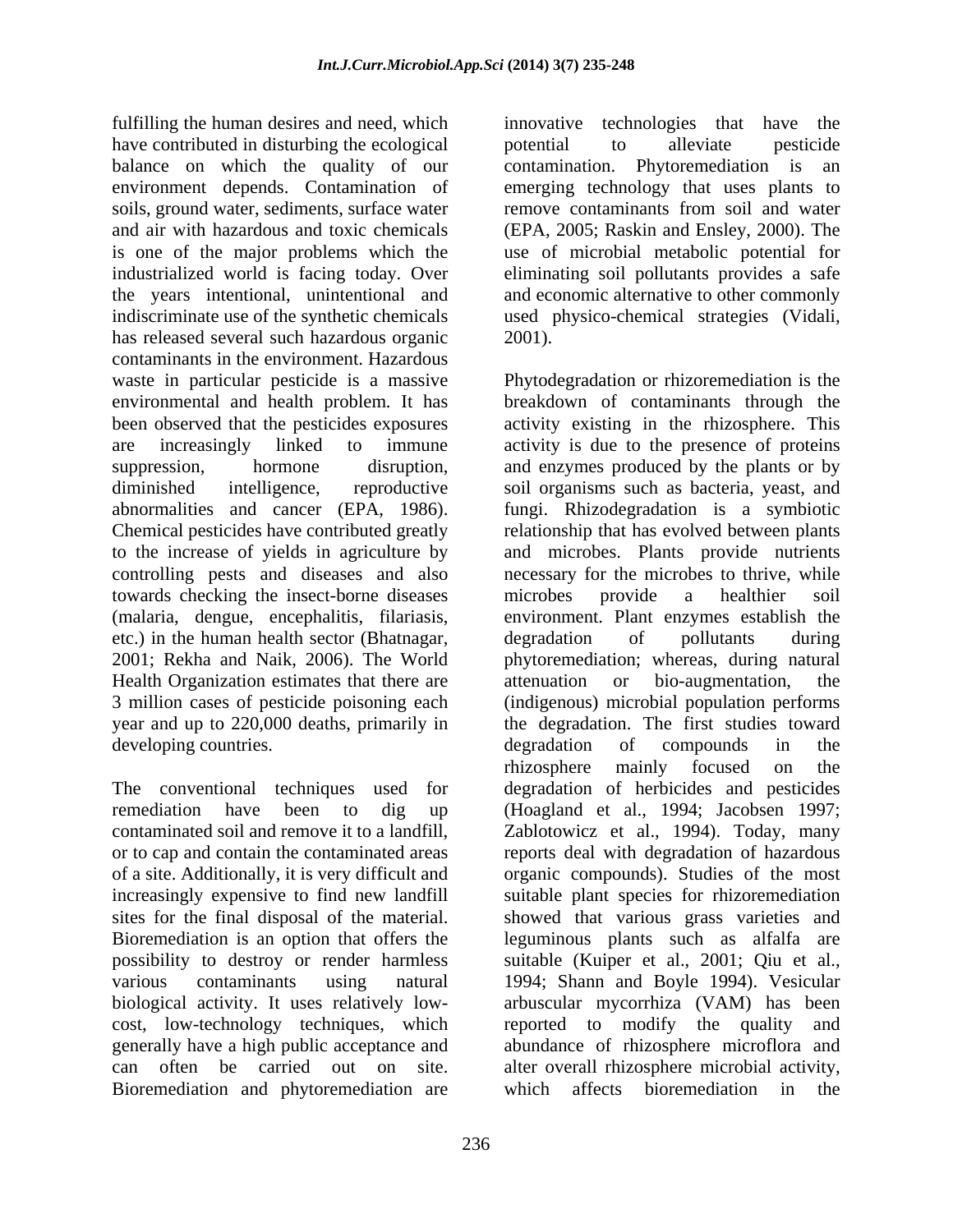fulfilling the human desires and need, which have contributed in disturbing the ecological balance on which the quality of our environment depends. Contamination of soils, ground water, sediments, surface water and air with hazardous and toxic chemicals is one of the major problems which the industrialized world is facing today. Over the years intentional, unintentional and indiscriminate use of the synthetic chemicals has released several such hazardous organic contaminants in the environment. Hazardous waste in particular pesticide is a massive environmental and health problem. It has been observed that the pesticides exposures are increasingly linked to immune suppression, hormone disruption, diminished intelligence, reproductive abnormalities and cancer (EPA, 1986). Chemical pesticides have contributed greatly to the increase of yields in agriculture by controlling pests and diseases and also towards checking the insect-borne diseases (malaria, dengue, encephalitis, filariasis, etc.) in the human health sector (Bhatnagar, 2001; Rekha and Naik, 2006). The World Health Organization estimates that there are 3 million cases of pesticide poisoning each year and up to 220,000 deaths, primarily in developing countries.

The conventional techniques used for remediation have been to dig up contaminated soil and remove it to a landfill, or to cap and contain the contaminated areas of a site. Additionally, it is very difficult and increasingly expensive to find new landfill sites for the final disposal of the material. Bioremediation is an option that offers the possibility to destroy or render harmless various contaminants using natural biological activity. It uses relatively low-cost, low-technology techniques, which generally have a high public acceptance and can often be carried out on site. Bioremediation and phytoremediation are innovative technologies that have the potential to alleviate pesticide contamination. Phytoremediation is an emerging technology that uses plants to remove contaminants from soil and water (EPA, 2005; Raskin and Ensley, 2000). The use of microbial metabolic potential for eliminating soil pollutants provides a safe and economic alternative to other commonly used physico-chemical strategies (Vidali, 2001).

Phytodegradation or rhizoremediation is the breakdown of contaminants through the activity existing in the rhizosphere. This activity is due to the presence of proteins and enzymes produced by the plants or by soil organisms such as bacteria, yeast, and fungi. Rhizodegradation is a symbiotic relationship that has evolved between plants and microbes. Plants provide nutrients necessary for the microbes to thrive, while microbes provide a healthier soil environment. Plant enzymes establish the degradation of pollutants during phytoremediation; whereas, during natural attenuation or bio-augmentation, the (indigenous) microbial population performs the degradation. The first studies toward degradation of compounds in the rhizosphere mainly focused on the degradation of herbicides and pesticides (Hoagland et al., 1994; Jacobsen 1997; Zablotowicz et al., 1994). Today, many reports deal with degradation of hazardous organic compounds). Studies of the most suitable plant species for rhizoremediation showed that various grass varieties and leguminous plants such as alfalfa are suitable (Kuiper et al., 2001; Qiu et al., 1994; Shann and Boyle 1994). Vesicular arbuscular mycorrhiza (VAM) has been reported to modify the quality and abundance of rhizosphere microflora and alter overall rhizosphere microbial activity, which affects bioremediation in the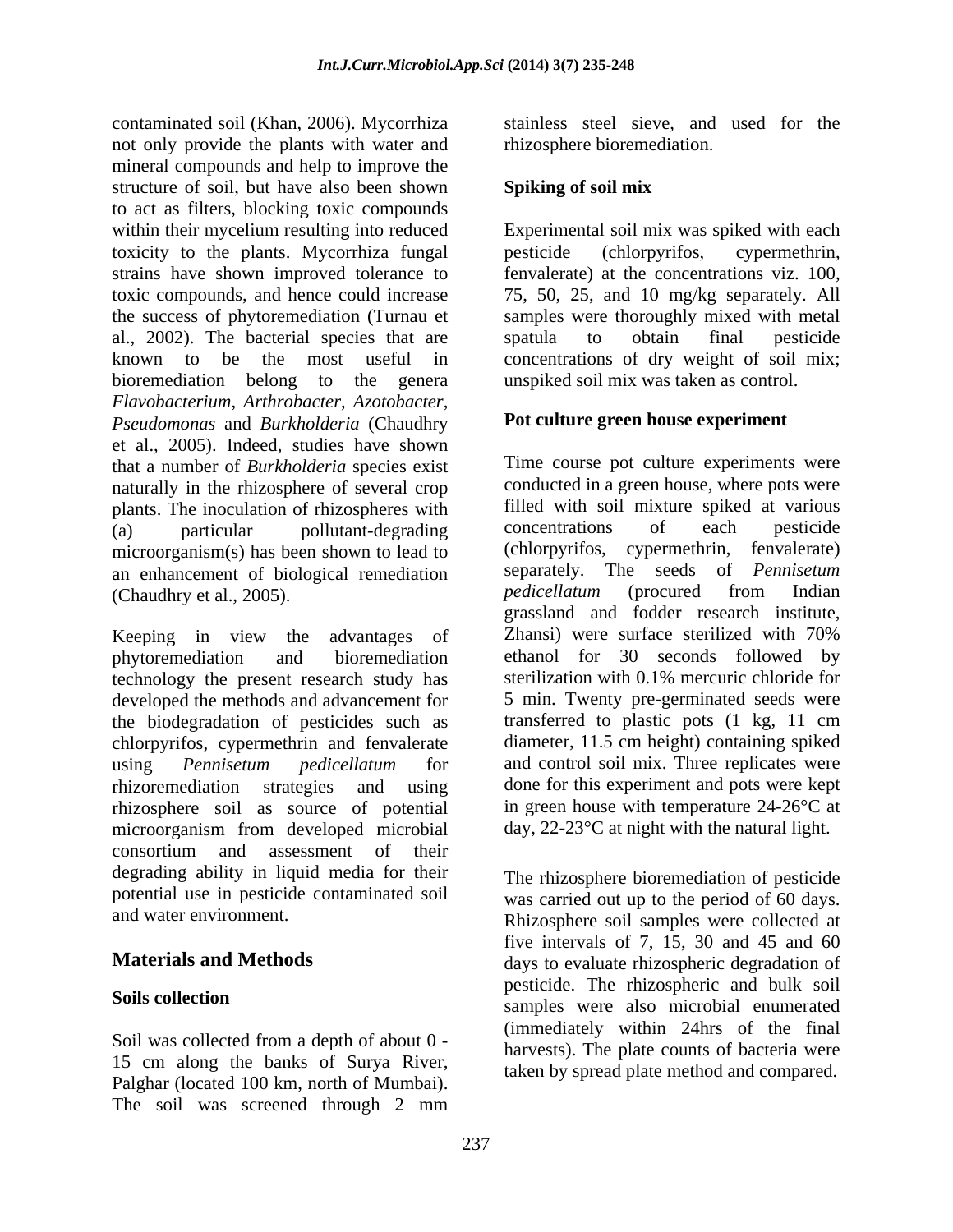contaminated soil (Khan, 2006). Mycorrhiza not only provide the plants with water and mineral compounds and help to improve the structure of soil, but have also been shown to act as filters, blocking toxic compounds within their mycelium resulting into reduced toxicity to the plants. Mycorrhiza fungal strains have shown improved tolerance to toxic compounds, and hence could increase the success of phytoremediation (Turnau et al., 2002). The bacterial species that are known to be the most useful in bioremediation belong to the genera *Flavobacterium*, *Arthrobacter*, *Azotobacter*, *Pseudomonas* and *Burkholderia* (Chaudhry et al., 2005). Indeed, studies have shown that a number of *Burkholderia* species exist naturally in the rhizosphere of several crop plants. The inoculation of rhizospheres with (a) particular pollutant-degrading microorganism(s) has been shown to lead to an enhancement of biological remediation (Chaudhry et al., 2005).

Keeping in view the advantages of phytoremediation and bioremediation technology the present research study has developed the methods and advancement for the biodegradation of pesticides such as chlorpyrifos, cypermethrin and fenvalerate using *Pennisetum pedicellatum* for rhizoremediation strategies and using rhizosphere soil as source of potential microorganism from developed microbial consortium and assessment of their degrading ability in liquid media for their potential use in pesticide contaminated soil and water environment.

## Materials and Methods

### Soils collection

Soil was collected from a depth of about 0 - 15 cm along the banks of Surya River, Palghar (located 100 km, north of Mumbai). The soil was screened through 2 mm stainless steel sieve, and used for the rhizosphere bioremediation.

### Spiking of soil mix

Experimental soil mix was spiked with each pesticide (chlorpyrifos, cypermethrin, fenvalerate) at the concentrations viz. 100, 75, 50, 25, and 10 mg/kg separately. All samples were thoroughly mixed with metal spatula to obtain final pesticide concentrations of dry weight of soil mix; unspiked soil mix was taken as control.

### Pot culture green house experiment

Time course pot culture experiments were conducted in a green house, where pots were filled with soil mixture spiked at various concentrations of each pesticide (chlorpyrifos, cypermethrin, fenvalerate) separately. The seeds of *Pennisetum pedicellatum* (procured from Indian grassland and fodder research institute, Zhansi) were surface sterilized with 70% ethanol for 30 seconds followed by sterilization with 0.1% mercuric chloride for 5 min. Twenty pre-germinated seeds were transferred to plastic pots (1 kg, 11 cm diameter, 11.5 cm height) containing spiked and control soil mix. Three replicates were done for this experiment and pots were kept in green house with temperature 24-26°C at day, 22-23°C at night with the natural light.

The rhizosphere bioremediation of pesticide was carried out up to the period of 60 days. Rhizosphere soil samples were collected at five intervals of 7, 15, 30 and 45 and 60 days to evaluate rhizospheric degradation of pesticide. The rhizospheric and bulk soil samples were also microbial enumerated (immediately within 24hrs of the final harvests). The plate counts of bacteria were taken by spread plate method and compared.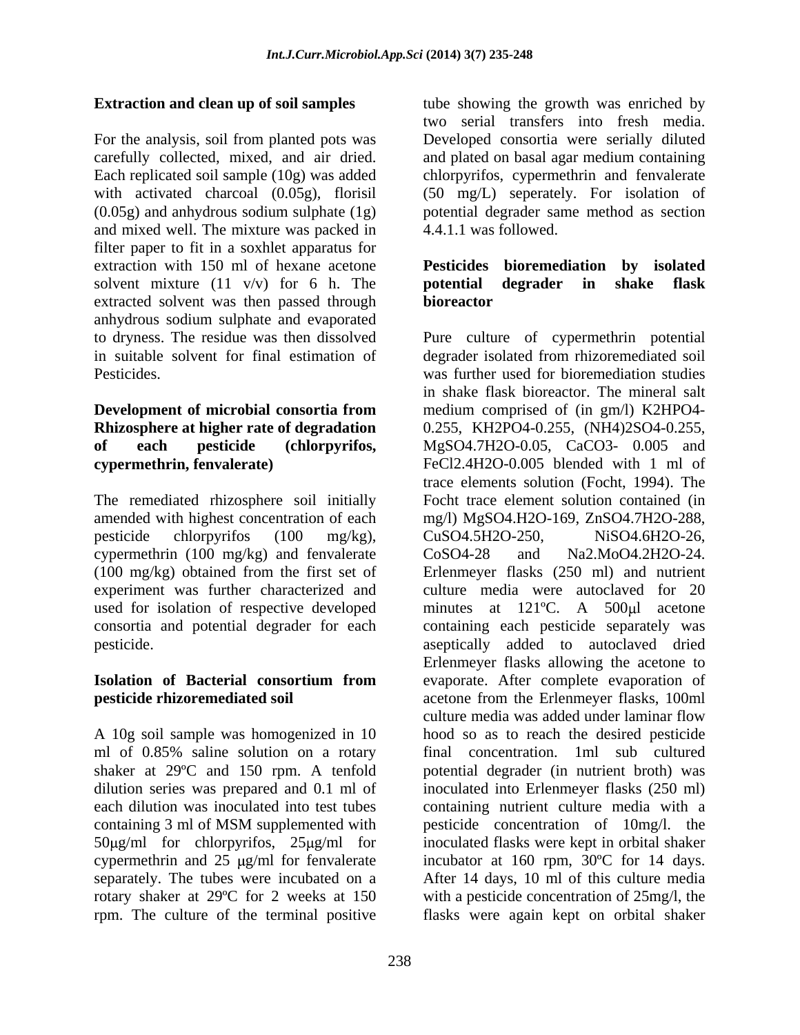### Extraction and clean up of soil samples

For the analysis, soil from planted pots was carefully collected, mixed, and air dried. Each replicated soil sample (10g) was added with activated charcoal (0.05g), florisil (0.05g) and anhydrous sodium sulphate (1g) and mixed well. The mixture was packed in filter paper to fit in a soxhlet apparatus for extraction with 150 ml of hexane acetone solvent mixture (11 v/v) for 6 h. The extracted solvent was then passed through anhydrous sodium sulphate and evaporated to dryness. The residue was then dissolved in suitable solvent for final estimation of Pesticides.

### Development of microbial consortia from Rhizosphere at higher rate of degradation of each pesticide (chlorpyrifos, cypermethrin, fenvalerate)

The remediated rhizosphere soil initially amended with highest concentration of each pesticide chlorpyrifos (100 mg/kg), cypermethrin (100 mg/kg) and fenvalerate (100 mg/kg) obtained from the first set of experiment was further characterized and used for isolation of respective developed consortia and potential degrader for each pesticide.

### Isolation of Bacterial consortium from pesticide rhizoremediated soil

A 10g soil sample was homogenized in 10 ml of 0.85% saline solution on a rotary shaker at 29ºC and 150 rpm. A tenfold dilution series was prepared and 0.1 ml of each dilution was inoculated into test tubes containing 3 ml of MSM supplemented with 50μg/ml for chlorpyrifos, 25μg/ml for cypermethrin and 25 μg/ml for fenvalerate separately. The tubes were incubated on a rotary shaker at 29ºC for 2 weeks at 150 rpm. The culture of the terminal positive tube showing the growth was enriched by two serial transfers into fresh media. Developed consortia were serially diluted and plated on basal agar medium containing chlorpyrifos, cypermethrin and fenvalerate (50 mg/L) seperately. For isolation of potential degrader same method as section 4.4.1.1 was followed.

### Pesticides bioremediation by isolated potential degrader in shake flask bioreactor

Pure culture of cypermethrin potential degrader isolated from rhizoremediated soil was further used for bioremediation studies in shake flask bioreactor. The mineral salt medium comprised of (in gm/l) $K_2HPO_4$-0.255, $KH_2PO_4$-0.255, $(NH_4)_2SO_4$-0.255, $MgSO_4.7H_2O$-0.05, $CaCO_3$- 0.005 and $FeCl_2.4H_2O$-0.005 blended with 1 ml of trace elements solution (Focht, 1994). The Focht trace element solution contained (in mg/l) $MgSO_4.H_2O$-169, $ZnSO_4.7H_2O$-288, $CuSO_4.5H_2O$-250, $NiSO_4.6H_2O$-26, $CoSO_4$-28 and $Na_2.MoO_4.2H_2O$-24. Erlenmeyer flasks (250 ml) and nutrient culture media were autoclaved for 20 minutes at 121ºC. A 500μl acetone containing each pesticide separately was aseptically added to autoclaved dried Erlenmeyer flasks allowing the acetone to evaporate. After complete evaporation of acetone from the Erlenmeyer flasks, 100ml culture media was added under laminar flow hood so as to reach the desired pesticide final concentration. 1ml sub cultured potential degrader (in nutrient broth) was inoculated into Erlenmeyer flasks (250 ml) containing nutrient culture media with a pesticide concentration of 10mg/l. the inoculated flasks were kept in orbital shaker incubator at 160 rpm, 30ºC for 14 days. After 14 days, 10 ml of this culture media with a pesticide concentration of 25mg/l, the flasks were again kept on orbital shaker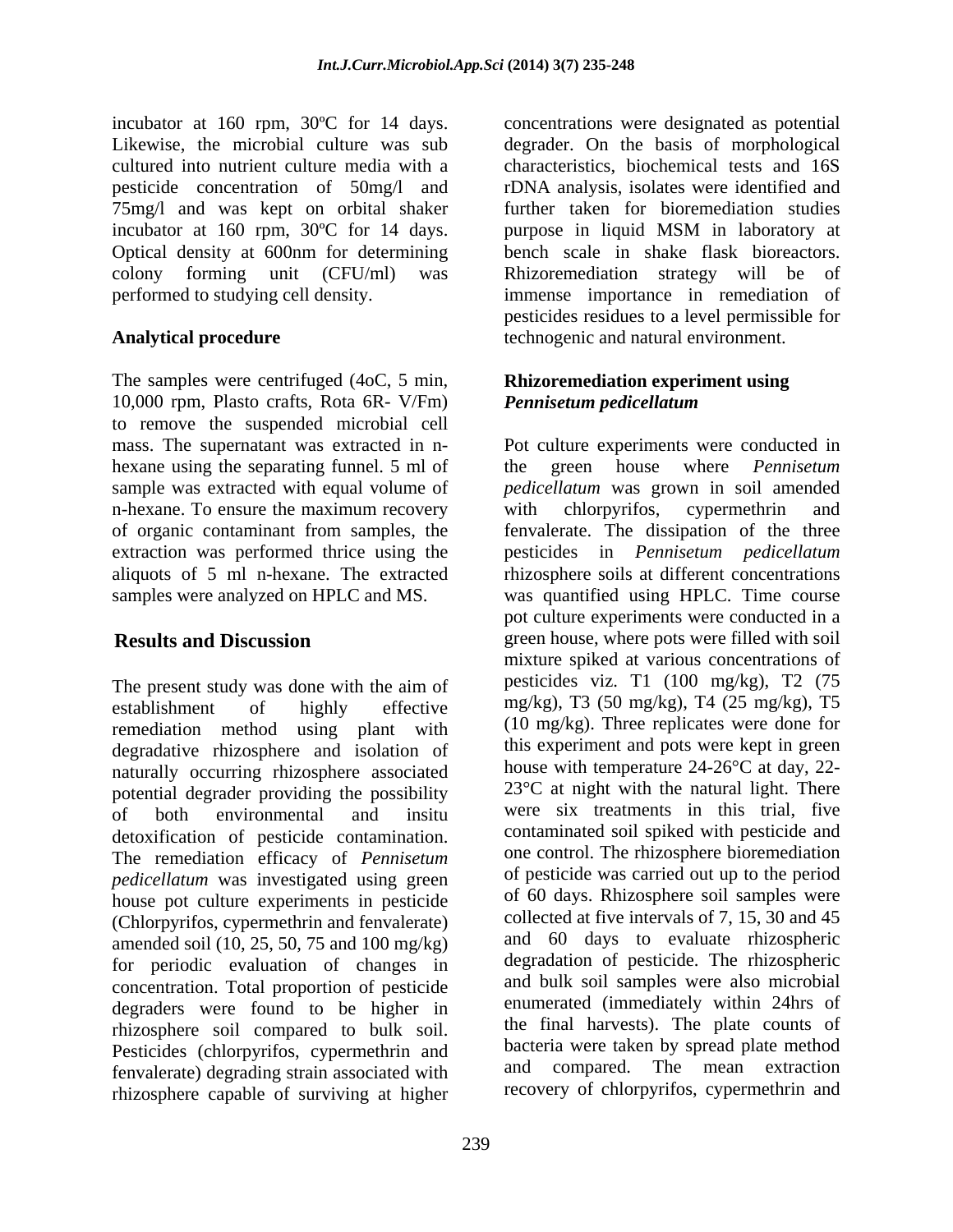incubator at 160 rpm, 30ºC for 14 days. Likewise, the microbial culture was sub cultured into nutrient culture media with a pesticide concentration of 50mg/l and 75mg/l and was kept on orbital shaker incubator at 160 rpm, 30ºC for 14 days. Optical density at 600nm for determining colony forming unit (CFU/ml) was performed to studying cell density.

## Analytical procedure

The samples were centrifuged (4oC, 5 min, 10,000 rpm, Plasto crafts, Rota 6R- V/Fm) to remove the suspended microbial cell mass. The supernatant was extracted in n-hexane using the separating funnel. 5 ml of sample was extracted with equal volume of n-hexane. To ensure the maximum recovery of organic contaminant from samples, the extraction was performed thrice using the aliquots of 5 ml n-hexane. The extracted samples were analyzed on HPLC and MS.

## Results and Discussion

The present study was done with the aim of establishment of highly effective remediation method using plant with degradative rhizosphere and isolation of naturally occurring rhizosphere associated potential degrader providing the possibility of both environmental and insitu detoxification of pesticide contamination. The remediation efficacy of *Pennisetum pedicellatum* was investigated using green house pot culture experiments in pesticide (Chlorpyrifos, cypermethrin and fenvalerate) amended soil (10, 25, 50, 75 and 100 mg/kg) for periodic evaluation of changes in concentration. Total proportion of pesticide degraders were found to be higher in rhizosphere soil compared to bulk soil. Pesticides (chlorpyrifos, cypermethrin and fenvalerate) degrading strain associated with rhizosphere capable of surviving at higher concentrations were designated as potential degrader. On the basis of morphological characteristics, biochemical tests and 16S rDNA analysis, isolates were identified and further taken for bioremediation studies purpose in liquid MSM in laboratory at bench scale in shake flask bioreactors. Rhizoremediation strategy will be of immense importance in remediation of pesticides residues to a level permissible for technogenic and natural environment.

### Rhizoremediation experiment using *Pennisetum pedicellatum*

Pot culture experiments were conducted in the green house where *Pennisetum pedicellatum* was grown in soil amended with chlorpyrifos, cypermethrin and fenvalerate. The dissipation of the three pesticides in *Pennisetum pedicellatum* rhizosphere soils at different concentrations was quantified using HPLC. Time course pot culture experiments were conducted in a green house, where pots were filled with soil mixture spiked at various concentrations of pesticides viz. T1 (100 mg/kg), T2 (75 mg/kg), T3 (50 mg/kg), T4 (25 mg/kg), T5 (10 mg/kg). Three replicates were done for this experiment and pots were kept in green house with temperature 24-26°C at day, 22-23°C at night with the natural light. There were six treatments in this trial, five contaminated soil spiked with pesticide and one control. The rhizosphere bioremediation of pesticide was carried out up to the period of 60 days. Rhizosphere soil samples were collected at five intervals of 7, 15, 30 and 45 and 60 days to evaluate rhizospheric degradation of pesticide. The rhizospheric and bulk soil samples were also microbial enumerated (immediately within 24hrs of the final harvests). The plate counts of bacteria were taken by spread plate method and compared. The mean extraction recovery of chlorpyrifos, cypermethrin and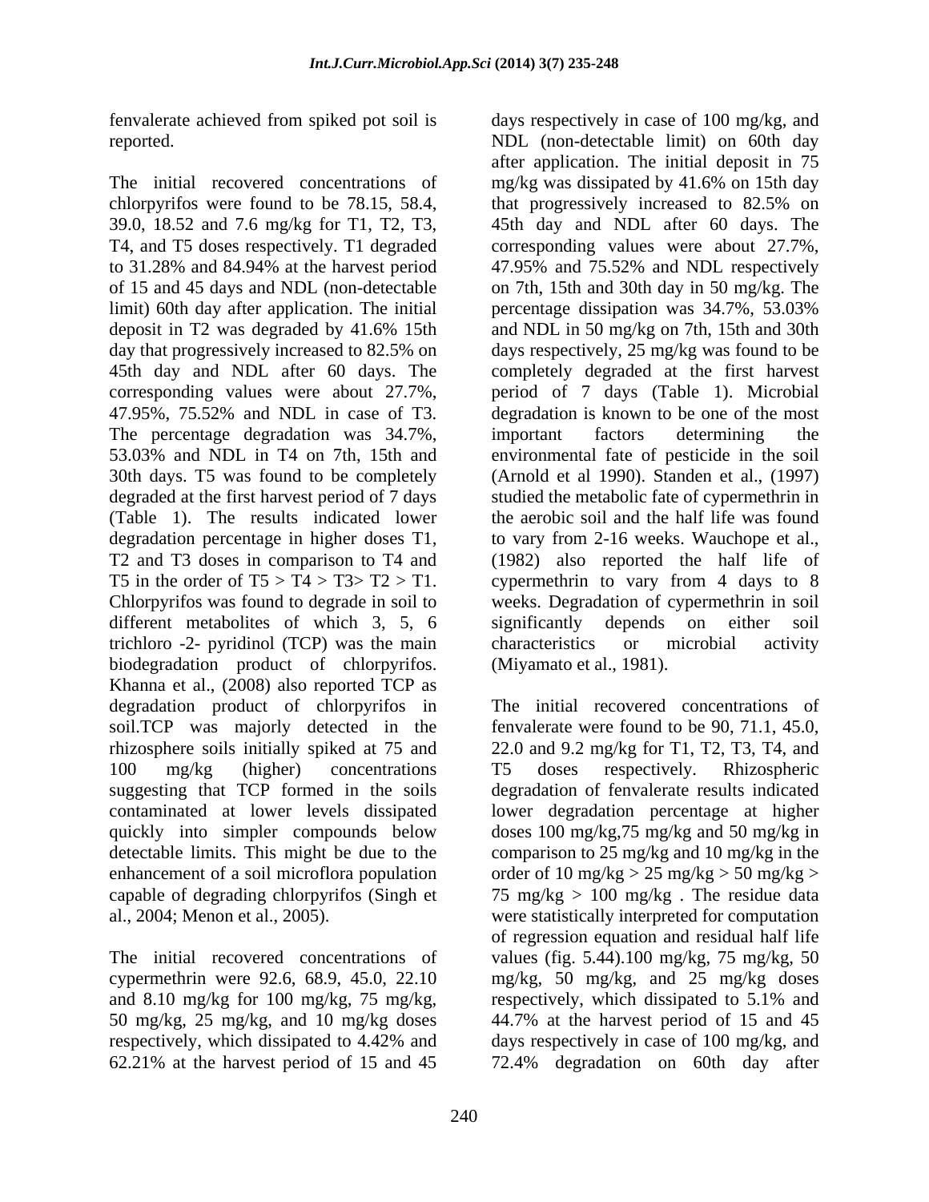fenvalerate achieved from spiked pot soil is reported.

The initial recovered concentrations of chlorpyrifos were found to be 78.15, 58.4, 39.0, 18.52 and 7.6 mg/kg for T1, T2, T3, T4, and T5 doses respectively. T1 degraded to 31.28% and 84.94% at the harvest period of 15 and 45 days and NDL (non-detectable limit) 60th day after application. The initial deposit in T2 was degraded by 41.6% 15th day that progressively increased to 82.5% on 45th day and NDL after 60 days. The corresponding values were about 27.7%, 47.95%, 75.52% and NDL in case of T3. The percentage degradation was 34.7%, 53.03% and NDL in T4 on 7th, 15th and 30th days. T5 was found to be completely degraded at the first harvest period of 7 days (Table 1). The results indicated lower degradation percentage in higher doses T1, T2 and T3 doses in comparison to T4 and T5 in the order of T5 > T4 > T3> T2 > T1. Chlorpyrifos was found to degrade in soil to different metabolites of which 3, 5, 6 trichloro -2- pyridinol (TCP) was the main biodegradation product of chlorpyrifos. Khanna et al., (2008) also reported TCP as degradation product of chlorpyrifos in soil.TCP was majorly detected in the rhizosphere soils initially spiked at 75 and 100 mg/kg (higher) concentrations suggesting that TCP formed in the soils contaminated at lower levels dissipated quickly into simpler compounds below detectable limits. This might be due to the enhancement of a soil microflora population capable of degrading chlorpyrifos (Singh et al., 2004; Menon et al., 2005).

The initial recovered concentrations of cypermethrin were 92.6, 68.9, 45.0, 22.10 and 8.10 mg/kg for 100 mg/kg, 75 mg/kg, 50 mg/kg, 25 mg/kg, and 10 mg/kg doses respectively, which dissipated to 4.42% and 62.21% at the harvest period of 15 and 45 days respectively in case of 100 mg/kg, and NDL (non-detectable limit) on 60th day after application. The initial deposit in 75 mg/kg was dissipated by 41.6% on 15th day that progressively increased to 82.5% on 45th day and NDL after 60 days. The corresponding values were about 27.7%, 47.95% and 75.52% and NDL respectively on 7th, 15th and 30th day in 50 mg/kg. The percentage dissipation was 34.7%, 53.03% and NDL in 50 mg/kg on 7th, 15th and 30th days respectively, 25 mg/kg was found to be completely degraded at the first harvest period of 7 days (Table 1). Microbial degradation is known to be one of the most important factors determining the environmental fate of pesticide in the soil (Arnold et al 1990). Standen et al., (1997) studied the metabolic fate of cypermethrin in the aerobic soil and the half life was found to vary from 2-16 weeks. Wauchope et al., (1982) also reported the half life of cypermethrin to vary from 4 days to 8 weeks. Degradation of cypermethrin in soil significantly depends on either soil characteristics or microbial activity (Miyamato et al., 1981).

The initial recovered concentrations of fenvalerate were found to be 90, 71.1, 45.0, 22.0 and 9.2 mg/kg for T1, T2, T3, T4, and T5 doses respectively. Rhizospheric degradation of fenvalerate results indicated lower degradation percentage at higher doses 100 mg/kg,75 mg/kg and 50 mg/kg in comparison to 25 mg/kg and 10 mg/kg in the order of 10 mg/kg > 25 mg/kg > 50 mg/kg > 75 mg/kg > 100 mg/kg . The residue data were statistically interpreted for computation of regression equation and residual half life values (fig. 5.44).100 mg/kg, 75 mg/kg, 50 mg/kg, 50 mg/kg, and 25 mg/kg doses respectively, which dissipated to 5.1% and 44.7% at the harvest period of 15 and 45 days respectively in case of 100 mg/kg, and 72.4% degradation on 60th day after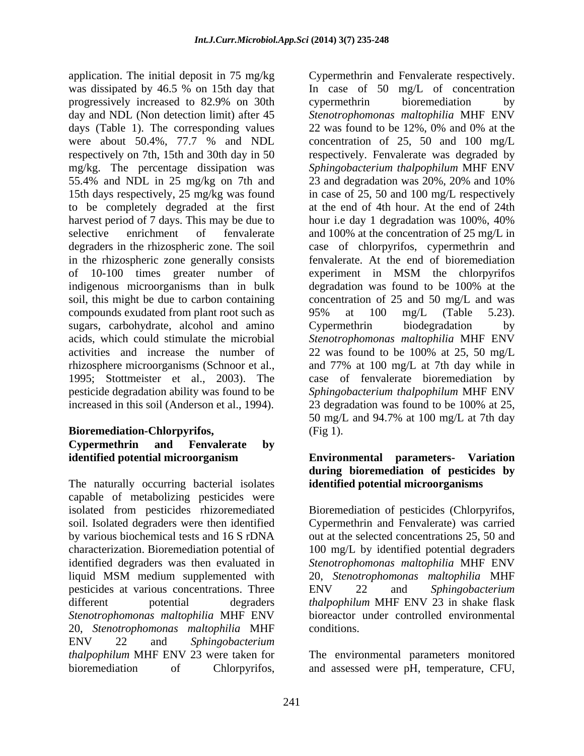application. The initial deposit in 75 mg/kg was dissipated by 46.5 % on 15th day that progressively increased to 82.9% on 30th day and NDL (Non detection limit) after 45 days (Table 1). The corresponding values were about 50.4%, 77.7 % and NDL respectively on 7th, 15th and 30th day in 50 mg/kg. The percentage dissipation was 55.4% and NDL in 25 mg/kg on 7th and 15th days respectively, 25 mg/kg was found to be completely degraded at the first harvest period of 7 days. This may be due to selective enrichment of fenvalerate degraders in the rhizospheric zone. The soil in the rhizospheric zone generally consists of 10-100 times greater number of indigenous microorganisms than in bulk soil, this might be due to carbon containing compounds exudated from plant root such as sugars, carbohydrate, alcohol and amino acids, which could stimulate the microbial activities and increase the number of rhizosphere microorganisms (Schnoor et al., 1995; Stottmeister et al., 2003). The pesticide degradation ability was found to be increased in this soil (Anderson et al., 1994).

**Bioremediation-Chlorpyrifos, Cypermethrin and Fenvalerate by identified potential microorganism**

The naturally occurring bacterial isolates capable of metabolizing pesticides were isolated from pesticides rhizoremediated soil. Isolated degraders were then identified by various biochemical tests and 16 S rDNA characterization. Bioremediation potential of identified degraders was then evaluated in liquid MSM medium supplemented with pesticides at various concentrations. Three different potential degraders *Stenotrophomonas maltophilia* MHF ENV 20, *Stenotrophomonas maltophilia* MHF ENV 22 and *Sphingobacterium thalpophilum* MHF ENV 23 were taken for bioremediation of Chlorpyrifos, Cypermethrin and Fenvalerate respectively. In case of 50 mg/L of concentration cypermethrin bioremediation by *Stenotrophomonas maltophilia* MHF ENV 22 was found to be 12%, 0% and 0% at the concentration of 25, 50 and 100 mg/L respectively. Fenvalerate was degraded by *Sphingobacterium thalpophilum* MHF ENV 23 and degradation was 20%, 20% and 10% in case of 25, 50 and 100 mg/L respectively at the end of 4th hour. At the end of 24th hour i.e day 1 degradation was 100%, 40% and 100% at the concentration of 25 mg/L in case of chlorpyrifos, cypermethrin and fenvalerate. At the end of bioremediation experiment in MSM the chlorpyrifos degradation was found to be 100% at the concentration of 25 and 50 mg/L and was 95% at 100 mg/L (Table 5.23). Cypermethrin biodegradation by *Stenotrophomonas maltophilia* MHF ENV 22 was found to be 100% at 25, 50 mg/L and 77% at 100 mg/L at 7th day while in case of fenvalerate bioremediation by *Sphingobacterium thalpophilum* MHF ENV 23 degradation was found to be 100% at 25, 50 mg/L and 94.7% at 100 mg/L at 7th day (Fig 1).

**Environmental parameters- Variation during bioremediation of pesticides by identified potential microorganisms**

Bioremediation of pesticides (Chlorpyrifos, Cypermethrin and Fenvalerate) was carried out at the selected concentrations 25, 50 and 100 mg/L by identified potential degraders *Stenotrophomonas maltophilia* MHF ENV 20, *Stenotrophomonas maltophilia* MHF ENV 22 and *Sphingobacterium thalpophilum* MHF ENV 23 in shake flask bioreactor under controlled environmental conditions.

The environmental parameters monitored and assessed were pH, temperature, CFU,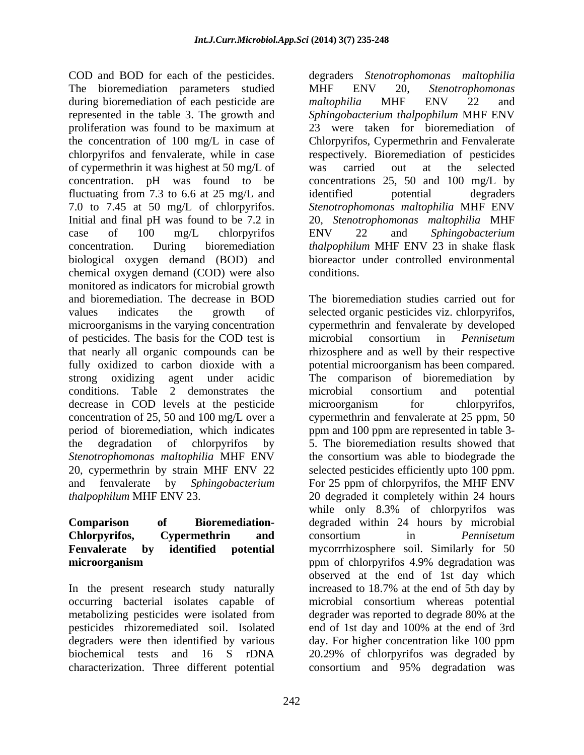COD and BOD for each of the pesticides. The bioremediation parameters studied during bioremediation of each pesticide are represented in the table 3. The growth and proliferation was found to be maximum at the concentration of 100 mg/L in case of chlorpyrifos and fenvalerate, while in case of cypermethrin it was highest at 50 mg/L of concentration. pH was found to be fluctuating from 7.3 to 6.6 at 25 mg/L and 7.0 to 7.45 at 50 mg/L of chlorpyrifos. Initial and final pH was found to be 7.2 in case of 100 mg/L chlorpyrifos concentration. During bioremediation biological oxygen demand (BOD) and chemical oxygen demand (COD) were also monitored as indicators for microbial growth and bioremediation. The decrease in BOD values indicates the growth of microorganisms in the varying concentration of pesticides. The basis for the COD test is that nearly all organic compounds can be fully oxidized to carbon dioxide with a strong oxidizing agent under acidic conditions. Table 2 demonstrates the decrease in COD levels at the pesticide concentration of 25, 50 and 100 mg/L over a period of bioremediation, which indicates the degradation of chlorpyrifos by *Stenotrophomonas maltophilia* MHF ENV 20, cypermethrin by strain MHF ENV 22 and fenvalerate by *Sphingobacterium thalpophilum* MHF ENV 23.

**Comparison of Bioremediation- Chlorpyrifos, Cypermethrin and Fenvalerate by identified potential microorganism**

In the present research study naturally occurring bacterial isolates capable of metabolizing pesticides were isolated from pesticides rhizoremediated soil. Isolated degraders were then identified by various biochemical tests and 16 S rDNA characterization. Three different potential degraders *Stenotrophomonas maltophilia* MHF ENV 20, *Stenotrophomonas maltophilia* MHF ENV 22 and *Sphingobacterium thalpophilum* MHF ENV 23 were taken for bioremediation of Chlorpyrifos, Cypermethrin and Fenvalerate respectively. Bioremediation of pesticides was carried out at the selected concentrations 25, 50 and 100 mg/L by identified potential degraders *Stenotrophomonas maltophilia* MHF ENV 20, *Stenotrophomonas maltophilia* MHF ENV 22 and *Sphingobacterium thalpophilum* MHF ENV 23 in shake flask bioreactor under controlled environmental conditions.

The bioremediation studies carried out for selected organic pesticides viz. chlorpyrifos, cypermethrin and fenvalerate by developed microbial consortium in *Pennisetum* rhizosphere and as well by their respective potential microorganism has been compared. The comparison of bioremediation by microbial consortium and potential microorganism for chlorpyrifos, cypermethrin and fenvalerate at 25 ppm, 50 ppm and 100 ppm are represented in table 3-5. The bioremediation results showed that the consortium was able to biodegrade the selected pesticides efficiently upto 100 ppm. For 25 ppm of chlorpyrifos, the MHF ENV 20 degraded it completely within 24 hours while only 8.3% of chlorpyrifos was degraded within 24 hours by microbial consortium in *Pennisetum* mycorrrhizosphere soil. Similarly for 50 ppm of chlorpyrifos 4.9% degradation was observed at the end of 1st day which increased to 18.7% at the end of 5th day by microbial consortium whereas potential degrader was reported to degrade 80% at the end of 1st day and 100% at the end of 3rd day. For higher concentration like 100 ppm 20.29% of chlorpyrifos was degraded by consortium and 95% degradation was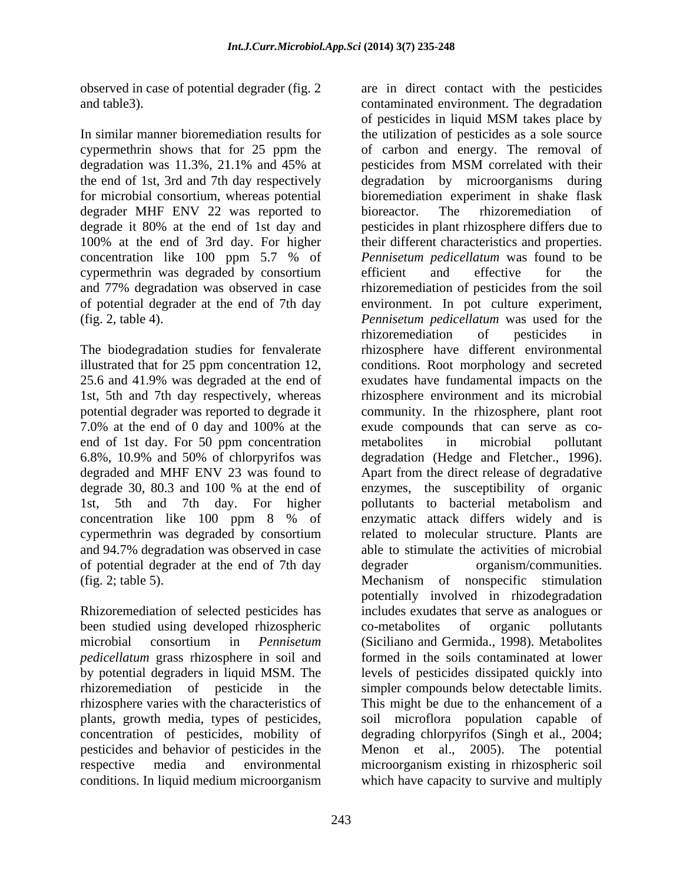observed in case of potential degrader (fig. 2 and table3).

In similar manner bioremediation results for cypermethrin shows that for 25 ppm the degradation was 11.3%, 21.1% and 45% at the end of 1st, 3rd and 7th day respectively for microbial consortium, whereas potential degrader MHF ENV 22 was reported to degrade it 80% at the end of 1st day and 100% at the end of 3rd day. For higher concentration like 100 ppm 5.7 % of cypermethrin was degraded by consortium and 77% degradation was observed in case of potential degrader at the end of 7th day (fig. 2, table 4).

The biodegradation studies for fenvalerate illustrated that for 25 ppm concentration 12, 25.6 and 41.9% was degraded at the end of 1st, 5th and 7th day respectively, whereas potential degrader was reported to degrade it 7.0% at the end of 0 day and 100% at the end of 1st day. For 50 ppm concentration 6.8%, 10.9% and 50% of chlorpyrifos was degraded and MHF ENV 23 was found to degrade 30, 80.3 and 100 % at the end of 1st, 5th and 7th day. For higher concentration like 100 ppm 8 % of cypermethrin was degraded by consortium and 94.7% degradation was observed in case of potential degrader at the end of 7th day (fig. 2; table 5).

Rhizoremediation of selected pesticides has been studied using developed rhizospheric microbial consortium in *Pennisetum pedicellatum* grass rhizosphere in soil and by potential degraders in liquid MSM. The rhizoremediation of pesticide in the rhizosphere varies with the characteristics of plants, growth media, types of pesticides, concentration of pesticides, mobility of pesticides and behavior of pesticides in the respective media and environmental conditions. In liquid medium microorganism are in direct contact with the pesticides contaminated environment. The degradation of pesticides in liquid MSM takes place by the utilization of pesticides as a sole source of carbon and energy. The removal of pesticides from MSM correlated with their degradation by microorganisms during bioremediation experiment in shake flask bioreactor. The rhizoremediation of pesticides in plant rhizosphere differs due to their different characteristics and properties. *Pennisetum pedicellatum* was found to be efficient and effective for the rhizoremediation of pesticides from the soil environment. In pot culture experiment, *Pennisetum pedicellatum* was used for the rhizoremediation of pesticides in rhizosphere have different environmental conditions. Root morphology and secreted exudates have fundamental impacts on the rhizosphere environment and its microbial community. In the rhizosphere, plant root exude compounds that can serve as co-metabolites in microbial pollutant degradation (Hedge and Fletcher., 1996). Apart from the direct release of degradative enzymes, the susceptibility of organic pollutants to bacterial metabolism and enzymatic attack differs widely and is related to molecular structure. Plants are able to stimulate the activities of microbial degrader organism/communities. Mechanism of nonspecific stimulation potentially involved in rhizodegradation includes exudates that serve as analogues or co-metabolites of organic pollutants (Siciliano and Germida., 1998). Metabolites formed in the soils contaminated at lower levels of pesticides dissipated quickly into simpler compounds below detectable limits. This might be due to the enhancement of a soil microflora population capable of degrading chlorpyrifos (Singh et al., 2004; Menon et al., 2005). The potential microorganism existing in rhizospheric soil which have capacity to survive and multiply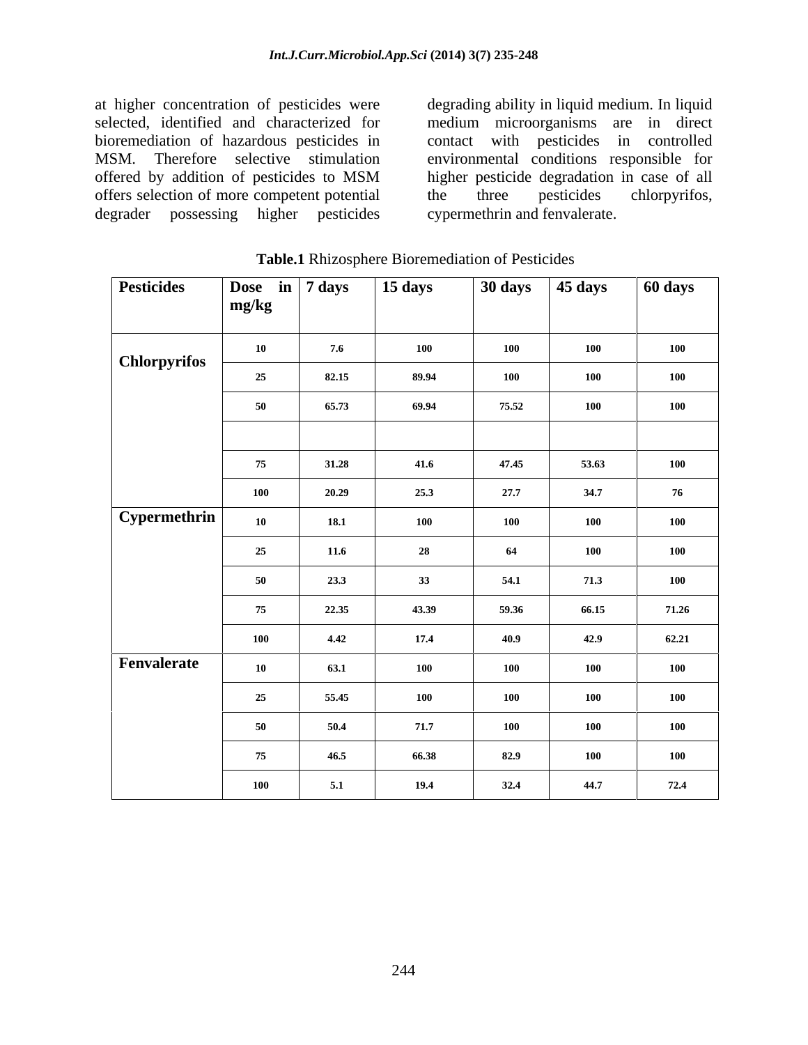at higher concentration of pesticides were selected, identified and characterized for bioremediation of hazardous pesticides in MSM. Therefore selective stimulation offered by addition of pesticides to MSM offers selection of more competent potential degrader possessing higher pesticides degrading ability in liquid medium. In liquid medium microorganisms are in direct contact with pesticides in controlled environmental conditions responsible for higher pesticide degradation in case of all the three pesticides chlorpyrifos, cypermethrin and fenvalerate.

**Table.1** Rhizosphere Bioremediation of Pesticides

| Pesticides | Dose in mg/kg | 7 days | 15 days | 30 days | 45 days | 60 days |
|---|---|---|---|---|---|---|
| **Chlorpyrifos** | 10 | 7.6 | 100 | 100 | 100 | 100 |
| | 25 | 82.15 | 89.94 | 100 | 100 | 100 |
| | 50 | 65.73 | 69.94 | 75.52 | 100 | 100 |
| | | | | | | |
| | 75 | 31.28 | 41.6 | 47.45 | 53.63 | 100 |
| | 100 | 20.29 | 25.3 | 27.7 | 34.7 | 76 |
| **Cypermethrin** | 10 | 18.1 | 100 | 100 | 100 | 100 |
| | 25 | 11.6 | 28 | 64 | 100 | 100 |
| | 50 | 23.3 | 33 | 54.1 | 71.3 | 100 |
| | 75 | 22.35 | 43.39 | 59.36 | 66.15 | 71.26 |
| | 100 | 4.42 | 17.4 | 40.9 | 42.9 | 62.21 |
| **Fenvalerate** | 10 | 63.1 | 100 | 100 | 100 | 100 |
| | 25 | 55.45 | 100 | 100 | 100 | 100 |
| | 50 | 50.4 | 71.7 | 100 | 100 | 100 |
| | 75 | 46.5 | 66.38 | 82.9 | 100 | 100 |
| | 100 | 5.1 | 19.4 | 32.4 | 44.7 | 72.4 |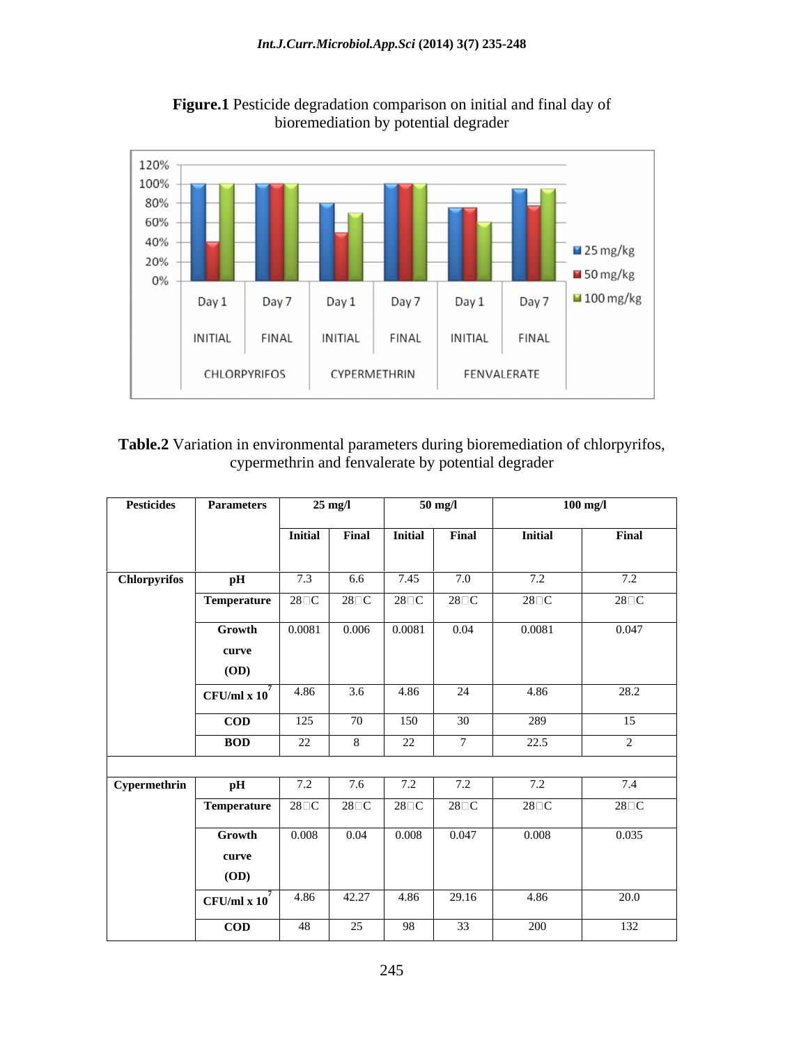**Figure.1** Pesticide degradation comparison on initial and final day of bioremediation by potential degrader

**Table.2** Variation in environmental parameters during bioremediation of chlorpyrifos, cypermethrin and fenvalerate by potential degrader

| Pesticides | Parameters | 25 mg/l | | 50 mg/l | | 100 mg/l | |
|---|---|---|---|---|---|---|---|
| | | Initial | Final | Initial | Final | Initial | Final |
| Chlorpyrifos | pH | 7.3 | 6.6 | 7.45 | 7.0 | 7.2 | 7.2 |
| | Temperature | 28°C | 28°C | 28°C | 28°C | 28°C | 28°C |
| | Growth curve (OD) | 0.0081 | 0.006 | 0.0081 | 0.04 | 0.0081 | 0.047 |
| | CFU/ml x $10^7$ | 4.86 | 3.6 | 4.86 | 24 | 4.86 | 28.2 |
| | COD | 125 | 70 | 150 | 30 | 289 | 15 |
| | BOD | 22 | 8 | 22 | 7 | 22.5 | 2 |
| | | | | | | | |
| Cypermethrin | pH | 7.2 | 7.6 | 7.2 | 7.2 | 7.2 | 7.4 |
| | Temperature | 28°C | 28°C | 28°C | 28°C | 28°C | 28°C |
| | Growth curve (OD) | 0.008 | 0.04 | 0.008 | 0.047 | 0.008 | 0.035 |
| | CFU/ml x $10^7$ | 4.86 | 42.27 | 4.86 | 29.16 | 4.86 | 20.0 |
| | COD | 48 | 25 | 98 | 33 | 200 | 132 |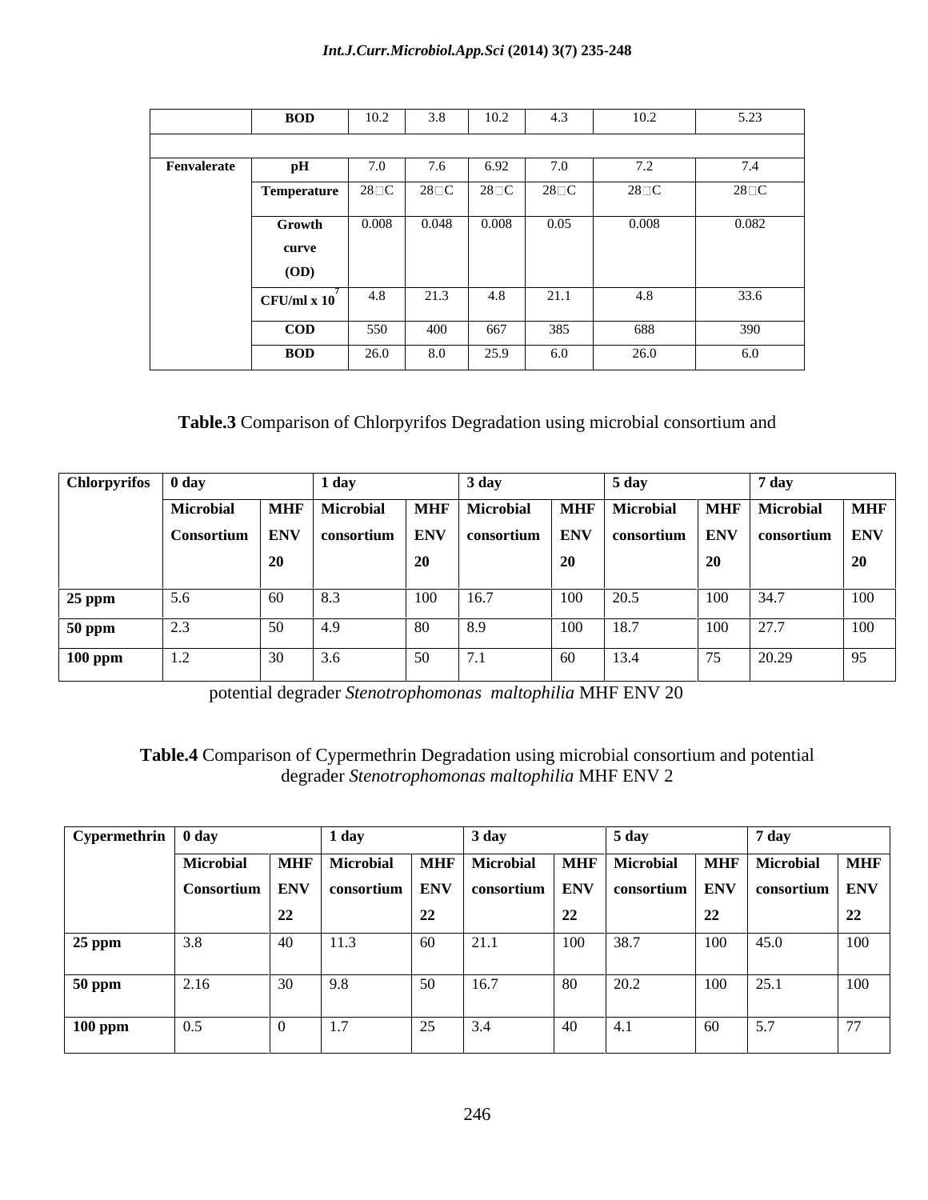|  | BOD | 10.2 | 3.8 | 10.2 | 4.3 | 10.2 | 5.23 |
|---|---|---|---|---|---|---|---|
|  |  |  |  |  |  |  |  |
| Fenvalerate | pH | 7.0 | 7.6 | 6.92 | 7.0 | 7.2 | 7.4 |
|  | Temperature | 28□C | 28□C | 28□C | 28□C | 28□C | 28□C |
|  | Growth curve (OD) | 0.008 | 0.048 | 0.008 | 0.05 | 0.008 | 0.082 |
|  | CFU/ml x $10^7$ | 4.8 | 21.3 | 4.8 | 21.1 | 4.8 | 33.6 |
|  | COD | 550 | 400 | 667 | 385 | 688 | 390 |
|  | BOD | 26.0 | 8.0 | 25.9 | 6.0 | 26.0 | 6.0 |

**Table.3** Comparison of Chlorpyrifos Degradation using microbial consortium and potential degrader *Stenotrophomonas maltophilia* MHF ENV 20

| Chlorpyrifos | 0 day |  | 1 day |  | 3 day |  | 5 day |  | 7 day |  |
|---|---|---|---|---|---|---|---|---|---|---|
|  | Microbial Consortium | MHF ENV 20 | Microbial consortium | MHF ENV 20 | Microbial consortium | MHF ENV 20 | Microbial consortium | MHF ENV 20 | Microbial consortium | MHF ENV 20 |
| 25 ppm | 5.6 | 60 | 8.3 | 100 | 16.7 | 100 | 20.5 | 100 | 34.7 | 100 |
| 50 ppm | 2.3 | 50 | 4.9 | 80 | 8.9 | 100 | 18.7 | 100 | 27.7 | 100 |
| 100 ppm | 1.2 | 30 | 3.6 | 50 | 7.1 | 60 | 13.4 | 75 | 20.29 | 95 |

**Table.4** Comparison of Cypermethrin Degradation using microbial consortium and potential degrader *Stenotrophomonas maltophilia* MHF ENV 2

| Cypermethrin | 0 day |  | 1 day |  | 3 day |  | 5 day |  | 7 day |  |
|---|---|---|---|---|---|---|---|---|---|---|
|  | Microbial Consortium | MHF ENV 22 | Microbial consortium | MHF ENV 22 | Microbial consortium | MHF ENV 22 | Microbial consortium | MHF ENV 22 | Microbial consortium | MHF ENV 22 |
| 25 ppm | 3.8 | 40 | 11.3 | 60 | 21.1 | 100 | 38.7 | 100 | 45.0 | 100 |
| 50 ppm | 2.16 | 30 | 9.8 | 50 | 16.7 | 80 | 20.2 | 100 | 25.1 | 100 |
| 100 ppm | 0.5 | 0 | 1.7 | 25 | 3.4 | 40 | 4.1 | 60 | 5.7 | 77 |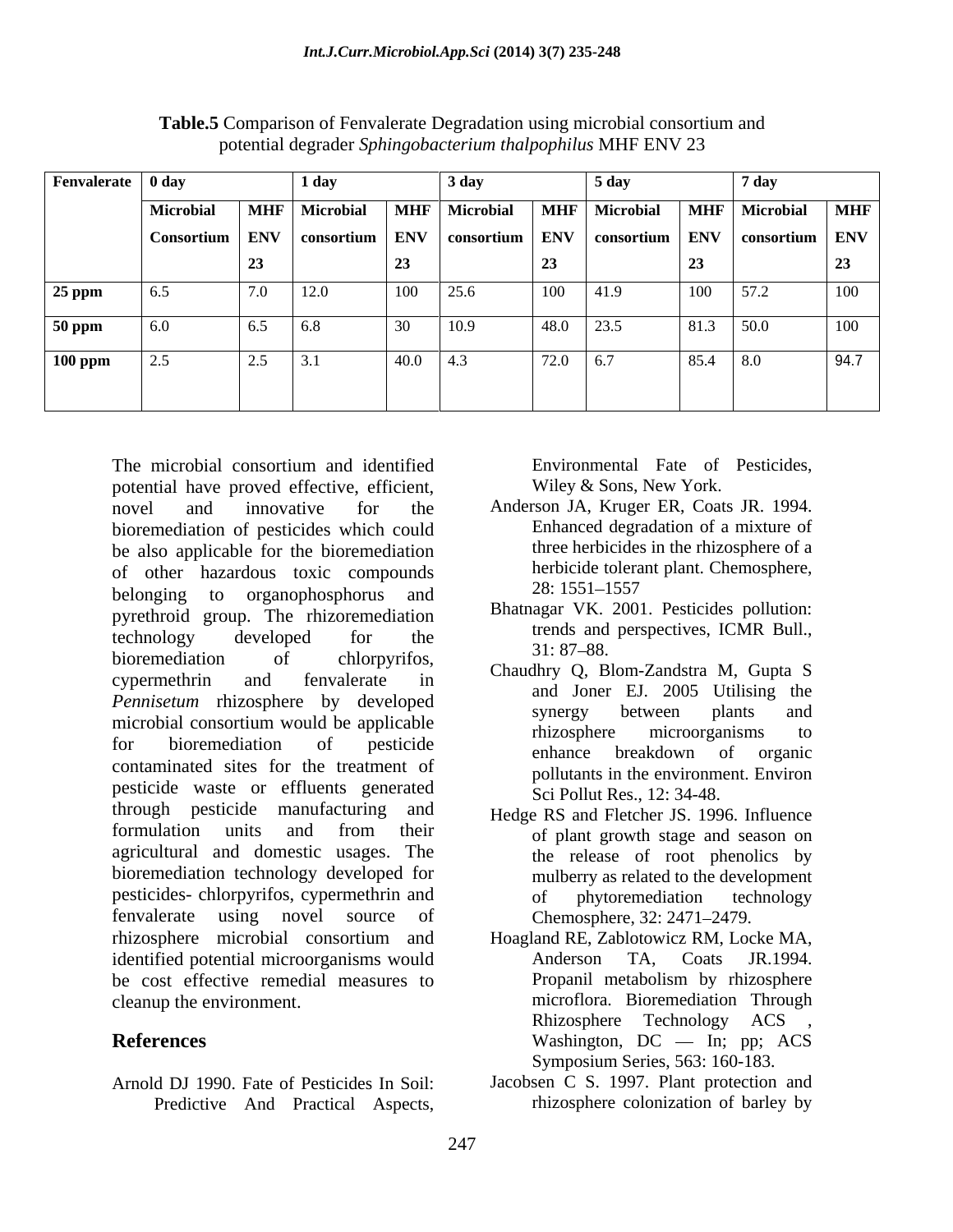**Table.5** Comparison of Fenvalerate Degradation using microbial consortium and potential degrader *Sphingobacterium thalpophilus* MHF ENV 23

| Fenvalerate | 0 day | | 1 day | | 3 day | | 5 day | | 7 day | |
|---|---|---|---|---|---|---|---|---|---|---|
| | Microbial Consortium | MHF ENV 23 | Microbial consortium | MHF ENV 23 | Microbial consortium | MHF ENV 23 | Microbial consortium | MHF ENV 23 | Microbial consortium | MHF ENV 23 |
| 25 ppm | 6.5 | 7.0 | 12.0 | 100 | 25.6 | 100 | 41.9 | 100 | 57.2 | 100 |
| 50 ppm | 6.0 | 6.5 | 6.8 | 30 | 10.9 | 48.0 | 23.5 | 81.3 | 50.0 | 100 |
| 100 ppm | 2.5 | 2.5 | 3.1 | 40.0 | 4.3 | 72.0 | 6.7 | 85.4 | 8.0 | 94.7 |

The microbial consortium and identified potential have proved effective, efficient, novel and innovative for the bioremediation of pesticides which could be also applicable for the bioremediation of other hazardous toxic compounds belonging to organophosphorus and pyrethroid group. The rhizoremediation technology developed for the bioremediation of chlorpyrifos, cypermethrin and fenvalerate in *Pennisetum* rhizosphere by developed microbial consortium would be applicable for bioremediation of pesticide contaminated sites for the treatment of pesticide waste or effluents generated through pesticide manufacturing and formulation units and from their agricultural and domestic usages. The bioremediation technology developed for pesticides- chlorpyrifos, cypermethrin and fenvalerate using novel source of rhizosphere microbial consortium and identified potential microorganisms would be cost effective remedial measures to cleanup the environment.

## References

Arnold DJ 1990. Fate of Pesticides In Soil: Predictive And Practical Aspects, Environmental Fate of Pesticides, Wiley & Sons, New York.

Anderson JA, Kruger ER, Coats JR. 1994. Enhanced degradation of a mixture of three herbicides in the rhizosphere of a herbicide tolerant plant. Chemosphere, 28: 1551–1557

Bhatnagar VK. 2001. Pesticides pollution: trends and perspectives, ICMR Bull., 31: 87–88.

Chaudhry Q, Blom-Zandstra M, Gupta S and Joner EJ. 2005 Utilising the synergy between plants and rhizosphere microorganisms to enhance breakdown of organic pollutants in the environment. Environ Sci Pollut Res., 12: 34-48.

Hedge RS and Fletcher JS. 1996. Influence of plant growth stage and season on the release of root phenolics by mulberry as related to the development of phytoremediation technology Chemosphere, 32: 2471–2479.

Hoagland RE, Zablotowicz RM, Locke MA, Anderson TA, Coats JR.1994. Propanil metabolism by rhizosphere microflora. Bioremediation Through Rhizosphere Technology ACS , Washington, DC — In; pp; ACS Symposium Series, 563: 160-183.

Jacobsen C S. 1997. Plant protection and rhizosphere colonization of barley by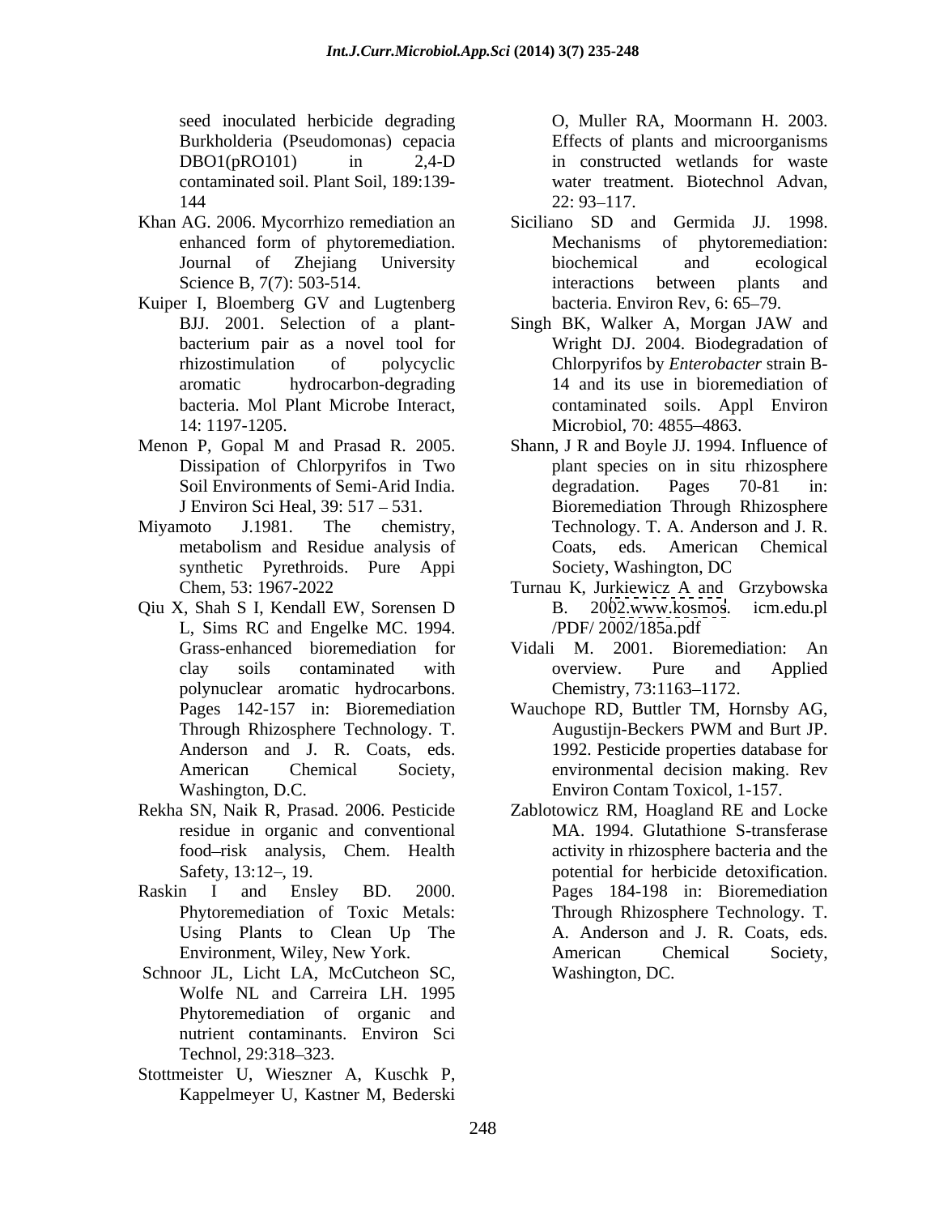seed inoculated herbicide degrading Burkholderia (Pseudomonas) cepacia DBO1(pRO101) in 2,4-D contaminated soil. Plant Soil, 189:139-144

Khan AG. 2006. Mycorrhizo remediation an enhanced form of phytoremediation. Journal of Zhejiang University Science B, 7(7): 503-514.

Kuiper I, Bloemberg GV and Lugtenberg BJJ. 2001. Selection of a plant-bacterium pair as a novel tool for rhizostimulation of polycyclic aromatic hydrocarbon-degrading bacteria. Mol Plant Microbe Interact, 14: 1197-1205.

Menon P, Gopal M and Prasad R. 2005. Dissipation of Chlorpyrifos in Two Soil Environments of Semi-Arid India. J Environ Sci Heal, 39: 517 – 531.

Miyamoto J.1981. The chemistry, metabolism and Residue analysis of synthetic Pyrethroids. Pure Appi Chem, 53: 1967-2022

Qiu X, Shah S I, Kendall EW, Sorensen D L, Sims RC and Engelke MC. 1994. Grass-enhanced bioremediation for clay soils contaminated with polynuclear aromatic hydrocarbons. Pages 142-157 in: Bioremediation Through Rhizosphere Technology. T. Anderson and J. R. Coats, eds. American Chemical Society, Washington, D.C.

Rekha SN, Naik R, Prasad. 2006. Pesticide residue in organic and conventional food–risk analysis, Chem. Health Safety, 13:12–, 19.

Raskin I and Ensley BD. 2000. Phytoremediation of Toxic Metals: Using Plants to Clean Up The Environment, Wiley, New York.

Schnoor JL, Licht LA, McCutcheon SC, Wolfe NL and Carreira LH. 1995 Phytoremediation of organic and nutrient contaminants. Environ Sci Technol, 29:318–323.

Stottmeister U, Wieszner A, Kuschk P, Kappelmeyer U, Kastner M, Bederski O, Muller RA, Moormann H. 2003. Effects of plants and microorganisms in constructed wetlands for waste water treatment. Biotechnol Advan, 22: 93–117.

Siciliano SD and Germida JJ. 1998. Mechanisms of phytoremediation: biochemical and ecological interactions between plants and bacteria. Environ Rev, 6: 65–79.

Singh BK, Walker A, Morgan JAW and Wright DJ. 2004. Biodegradation of Chlorpyrifos by *Enterobacter* strain B-14 and its use in bioremediation of contaminated soils. Appl Environ Microbiol, 70: 4855–4863.

Shann, J R and Boyle JJ. 1994. Influence of plant species on in situ rhizosphere degradation. Pages 70-81 in: Bioremediation Through Rhizosphere Technology. T. A. Anderson and J. R. Coats, eds. American Chemical Society, Washington, DC

Turnau K, Jurkiewicz A and Grzybowska B. 2002.www.kosmos. icm.edu.pl /PDF/ 2002/185a.pdf

Vidali M. 2001. Bioremediation: An overview. Pure and Applied Chemistry, 73:1163–1172.

Wauchope RD, Buttler TM, Hornsby AG, Augustijn-Beckers PWM and Burt JP. 1992. Pesticide properties database for environmental decision making. Rev Environ Contam Toxicol, 1-157.

Zablotowicz RM, Hoagland RE and Locke MA. 1994. Glutathione S-transferase activity in rhizosphere bacteria and the potential for herbicide detoxification. Pages 184-198 in: Bioremediation Through Rhizosphere Technology. T. A. Anderson and J. R. Coats, eds. American Chemical Society, Washington, DC.